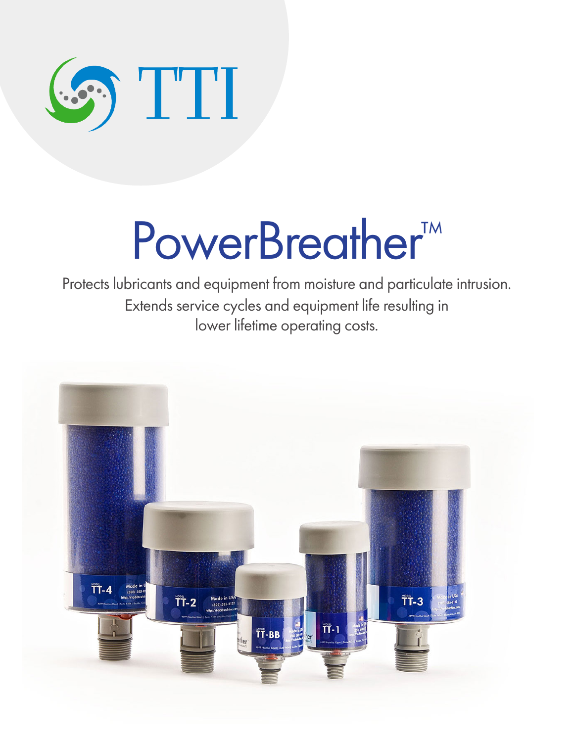TTI

# PowerBreather™

Protects lubricants and equipment from moisture and particulate intrusion. Extends service cycles and equipment life resulting in lower lifetime operating costs.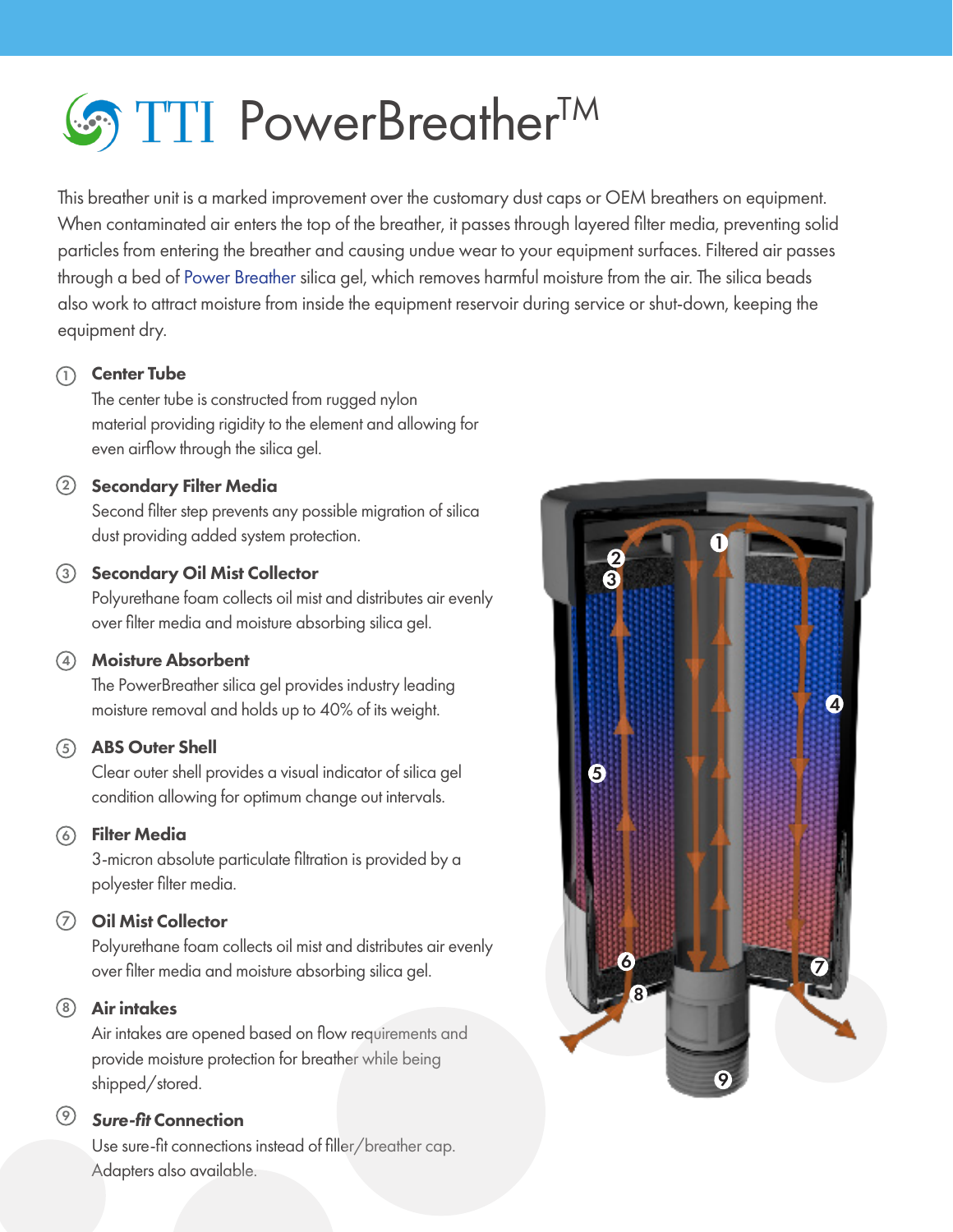# TTI PowerBreather™

This breather unit is a marked improvement over the customary dust caps or OEM breathers on equipment. When contaminated air enters the top of the breather, it passes through layered filter media, preventing solid particles from entering the breather and causing undue wear to your equipment surfaces. Filtered air passes through a bed of Power Breather silica gel, which removes harmful moisture from the air. The silica beads also work to attract moisture from inside the equipment reservoir during service or shut-down, keeping the equipment dry.

1. **Center Tube**
   The center tube is constructed from rugged nylon material providing rigidity to the element and allowing for even airflow through the silica gel.

2. **Secondary Filter Media**
   Second filter step prevents any possible migration of silica dust providing added system protection.

3. **Secondary Oil Mist Collector**
   Polyurethane foam collects oil mist and distributes air evenly over filter media and moisture absorbing silica gel.

4. **Moisture Absorbent**
   The PowerBreather silica gel provides industry leading moisture removal and holds up to 40% of its weight.

5. **ABS Outer Shell**
   Clear outer shell provides a visual indicator of silica gel condition allowing for optimum change out intervals.

6. **Filter Media**
   3-micron absolute particulate filtration is provided by a polyester filter media.

7. **Oil Mist Collector**
   Polyurethane foam collects oil mist and distributes air evenly over filter media and moisture absorbing silica gel.

8. **Air intakes**
   Air intakes are opened based on flow requirements and provide moisture protection for breather while being shipped/stored.

9. ***Sure-fit* Connection**
   Use sure-fit connections instead of filler/breather cap. Adapters also available.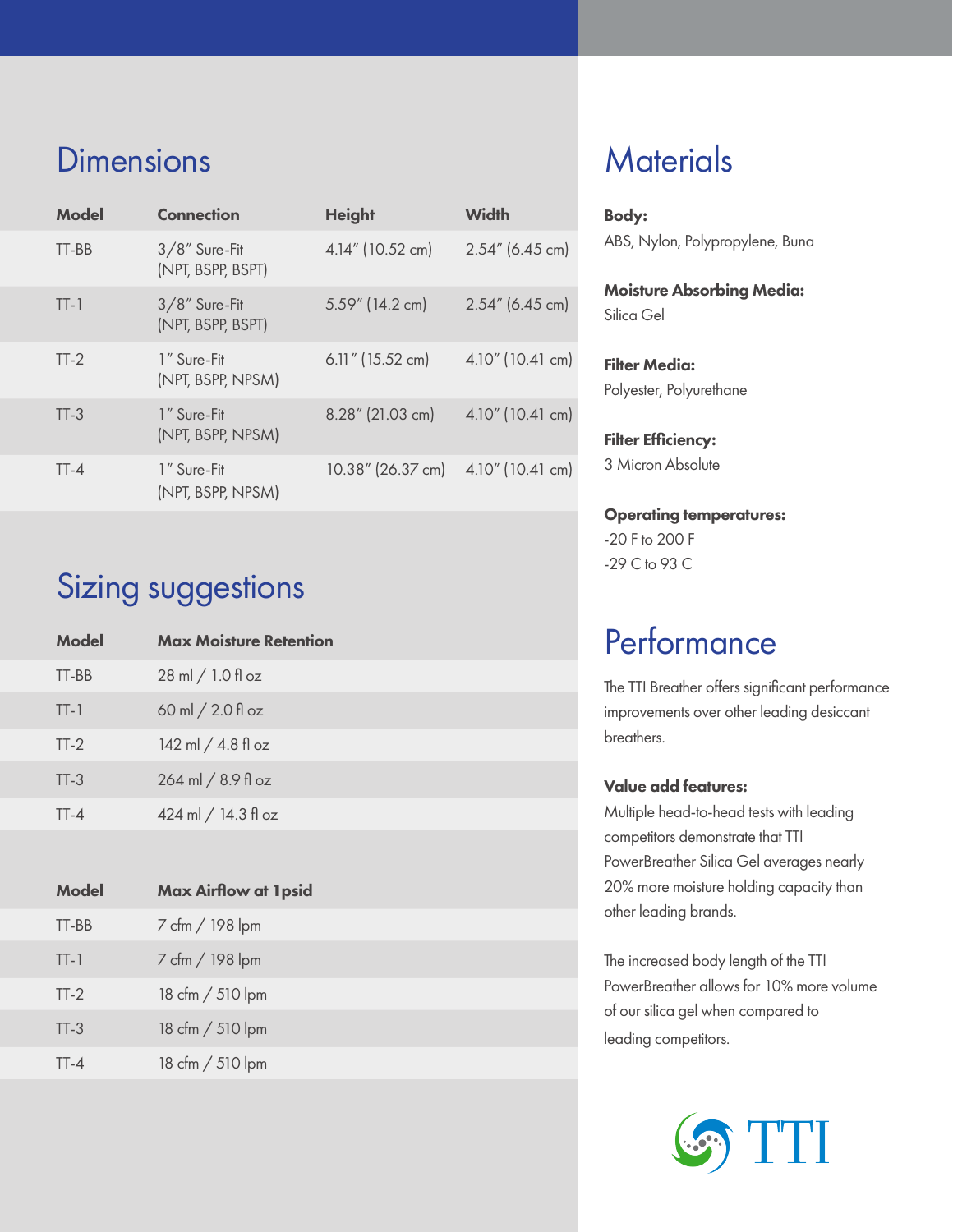## Dimensions

| Model | Connection | Height | Width |
|---|---|---|---|
| TT-BB | 3/8" Sure-Fit (NPT, BSPP, BSPT) | 4.14" (10.52 cm) | 2.54" (6.45 cm) |
| TT-1 | 3/8" Sure-Fit (NPT, BSPP, BSPT) | 5.59" (14.2 cm) | 2.54" (6.45 cm) |
| TT-2 | 1" Sure-Fit (NPT, BSPP, NPSM) | 6.11" (15.52 cm) | 4.10" (10.41 cm) |
| TT-3 | 1" Sure-Fit (NPT, BSPP, NPSM) | 8.28" (21.03 cm) | 4.10" (10.41 cm) |
| TT-4 | 1" Sure-Fit (NPT, BSPP, NPSM) | 10.38" (26.37 cm) | 4.10" (10.41 cm) |

## Sizing suggestions

| Model | Max Moisture Retention |
|---|---|
| TT-BB | 28 ml / 1.0 fl oz |
| TT-1 | 60 ml / 2.0 fl oz |
| TT-2 | 142 ml / 4.8 fl oz |
| TT-3 | 264 ml / 8.9 fl oz |
| TT-4 | 424 ml / 14.3 fl oz |

| Model | Max Airflow at 1psid |
|---|---|
| TT-BB | 7 cfm / 198 lpm |
| TT-1 | 7 cfm / 198 lpm |
| TT-2 | 18 cfm / 510 lpm |
| TT-3 | 18 cfm / 510 lpm |
| TT-4 | 18 cfm / 510 lpm |

## Materials

**Body:**
ABS, Nylon, Polypropylene, Buna

**Moisture Absorbing Media:**
Silica Gel

**Filter Media:**
Polyester, Polyurethane

**Filter Efficiency:**
3 Micron Absolute

**Operating temperatures:**
-20 F to 200 F
-29 C to 93 C

## Performance

The TTI Breather offers significant performance improvements over other leading desiccant breathers.

**Value add features:**
Multiple head-to-head tests with leading competitors demonstrate that TTI PowerBreather Silica Gel averages nearly 20% more moisture holding capacity than other leading brands.

The increased body length of the TTI PowerBreather allows for 10% more volume of our silica gel when compared to leading competitors.

TTI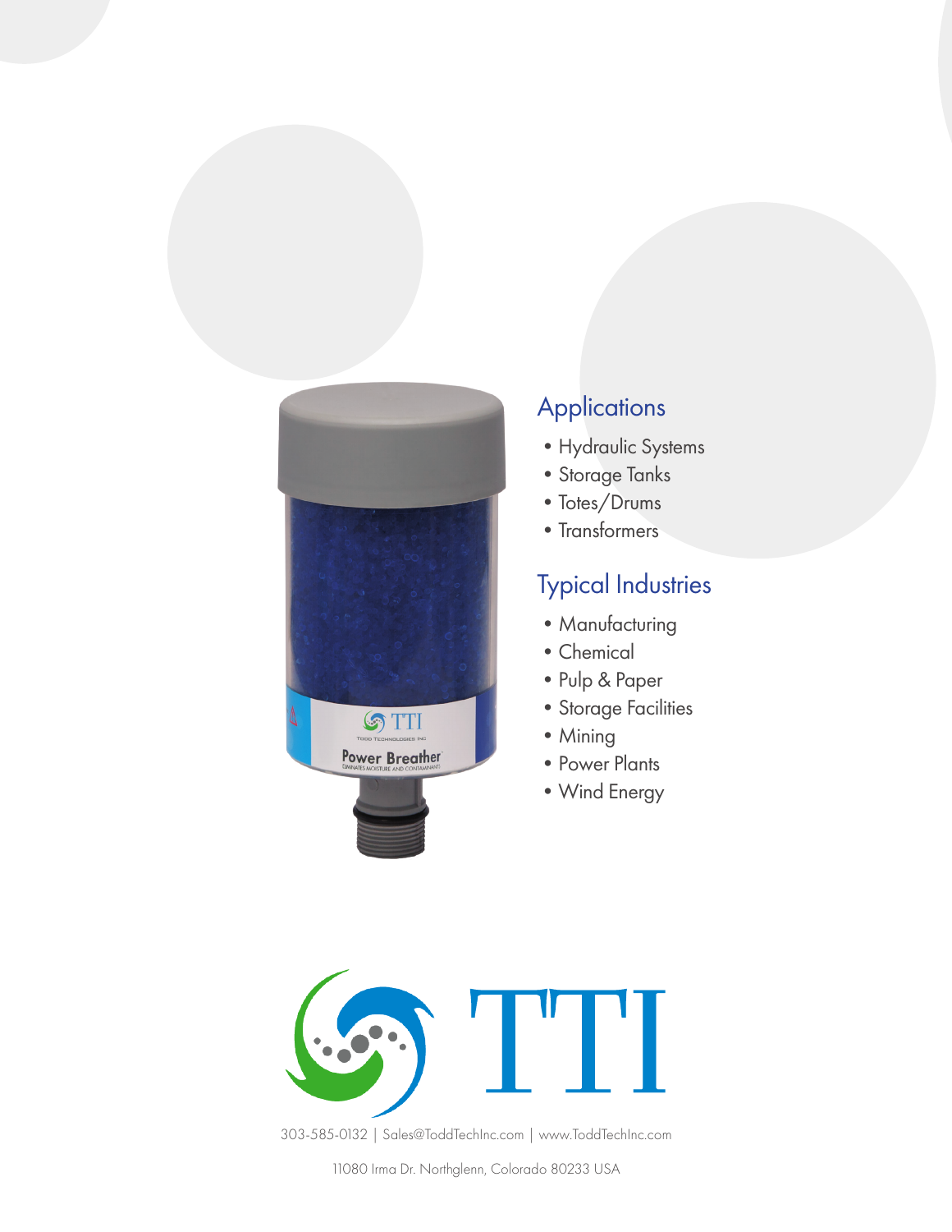## Applications

- Hydraulic Systems
- Storage Tanks
- Totes/Drums
- Transformers

## Typical Industries

- Manufacturing
- Chemical
- Pulp & Paper
- Storage Facilities
- Mining
- Power Plants
- Wind Energy

TTI

303-585-0132 | Sales@ToddTechInc.com | www.ToddTechInc.com

11080 Irma Dr. Northglenn, Colorado 80233 USA